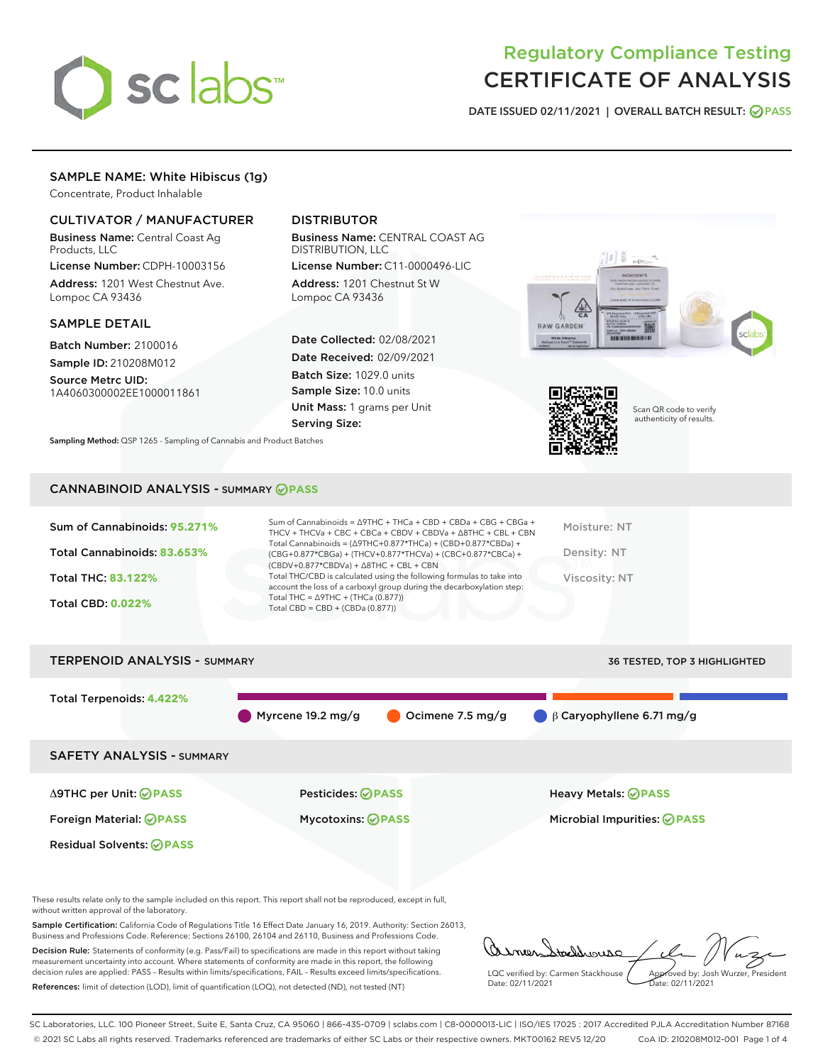# Regulatory Compliance Testing
# CERTIFICATE OF ANALYSIS

DATE ISSUED 02/11/2021 | OVERALL BATCH RESULT: PASS

## SAMPLE NAME: White Hibiscus (1g)

Concentrate, Product Inhalable

### CULTIVATOR / MANUFACTURER

**Business Name:** Central Coast Ag Products, LLC

**License Number:** CDPH-10003156

**Address:** 1201 West Chestnut Ave. Lompoc CA 93436

### DISTRIBUTOR

**Business Name:** CENTRAL COAST AG DISTRIBUTION, LLC

**License Number:** C11-0000496-LIC

**Address:** 1201 Chestnut St W Lompoc CA 93436

### SAMPLE DETAIL

**Batch Number:** 2100016

**Sample ID:** 210208M012

**Source Metrc UID:** 1A4060300002EE1000011861

**Date Collected:** 02/08/2021

**Date Received:** 02/09/2021

**Batch Size:** 1029.0 units

**Sample Size:** 10.0 units

**Unit Mass:** 1 grams per Unit

**Serving Size:**

Scan QR code to verify authenticity of results.

**Sampling Method:** QSP 1265 - Sampling of Cannabis and Product Batches

## CANNABINOID ANALYSIS - SUMMARY PASS

**Sum of Cannabinoids:** 95.271%

**Total Cannabinoids:** 83.653%

**Total THC:** 83.122%

**Total CBD:** 0.022%

Sum of Cannabinoids = Δ9THC + THCa + CBD + CBDa + CBG + CBGa + THCV + THCVa + CBC + CBCa + CBDV + CBDVa + Δ8THC + CBL + CBN

Total Cannabinoids = (Δ9THC+0.877*THCa) + (CBD+0.877*CBDa) + (CBG+0.877*CBGa) + (THCV+0.877*THCVa) + (CBC+0.877*CBCa) + (CBDV+0.877*CBDVa) + Δ8THC + CBL + CBN

Total THC/CBD is calculated using the following formulas to take into account the loss of a carboxyl group during the decarboxylation step:

Total THC = Δ9THC + (THCa (0.877))

Total CBD = CBD + (CBDa (0.877))

Moisture: NT

Density: NT

Viscosity: NT

## TERPENOID ANALYSIS - SUMMARY

36 TESTED, TOP 3 HIGHLIGHTED

**Total Terpenoids:** 4.422%

Myrcene 19.2 mg/g | Ocimene 7.5 mg/g | β Caryophyllene 6.71 mg/g

## SAFETY ANALYSIS - SUMMARY

| | | |
|---|---|---|
| Δ9THC per Unit: PASS | Pesticides: PASS | Heavy Metals: PASS |
| Foreign Material: PASS | Mycotoxins: PASS | Microbial Impurities: PASS |
| Residual Solvents: PASS | | |

These results relate only to the sample included on this report. This report shall not be reproduced, except in full, without written approval of the laboratory.

**Sample Certification:** California Code of Regulations Title 16 Effect Date January 16, 2019. Authority: Section 26013, Business and Professions Code. Reference: Sections 26100, 26104 and 26110, Business and Professions Code.

**Decision Rule:** Statements of conformity (e.g. Pass/Fail) to specifications are made in this report without taking measurement uncertainty into account. Where statements of conformity are made in this report, the following decision rules are applied: PASS - Results within limits/specifications, FAIL - Results exceed limits/specifications.

**References:** limit of detection (LOD), limit of quantification (LOQ), not detected (ND), not tested (NT)

LQC verified by: Carmen Stackhouse
Date: 02/11/2021

Approved by: Josh Wurzer, President
Date: 02/11/2021

SC Laboratories, LLC. 100 Pioneer Street, Suite E, Santa Cruz, CA 95060 | 866-435-0709 | sclabs.com | C8-0000013-LIC | ISO/IES 17025 : 2017 Accredited PJLA Accreditation Number 87168
© 2021 SC Labs all rights reserved. Trademarks referenced are trademarks of either SC Labs or their respective owners. MKT00162 REV5 12/20 CoA ID: 210208M012-001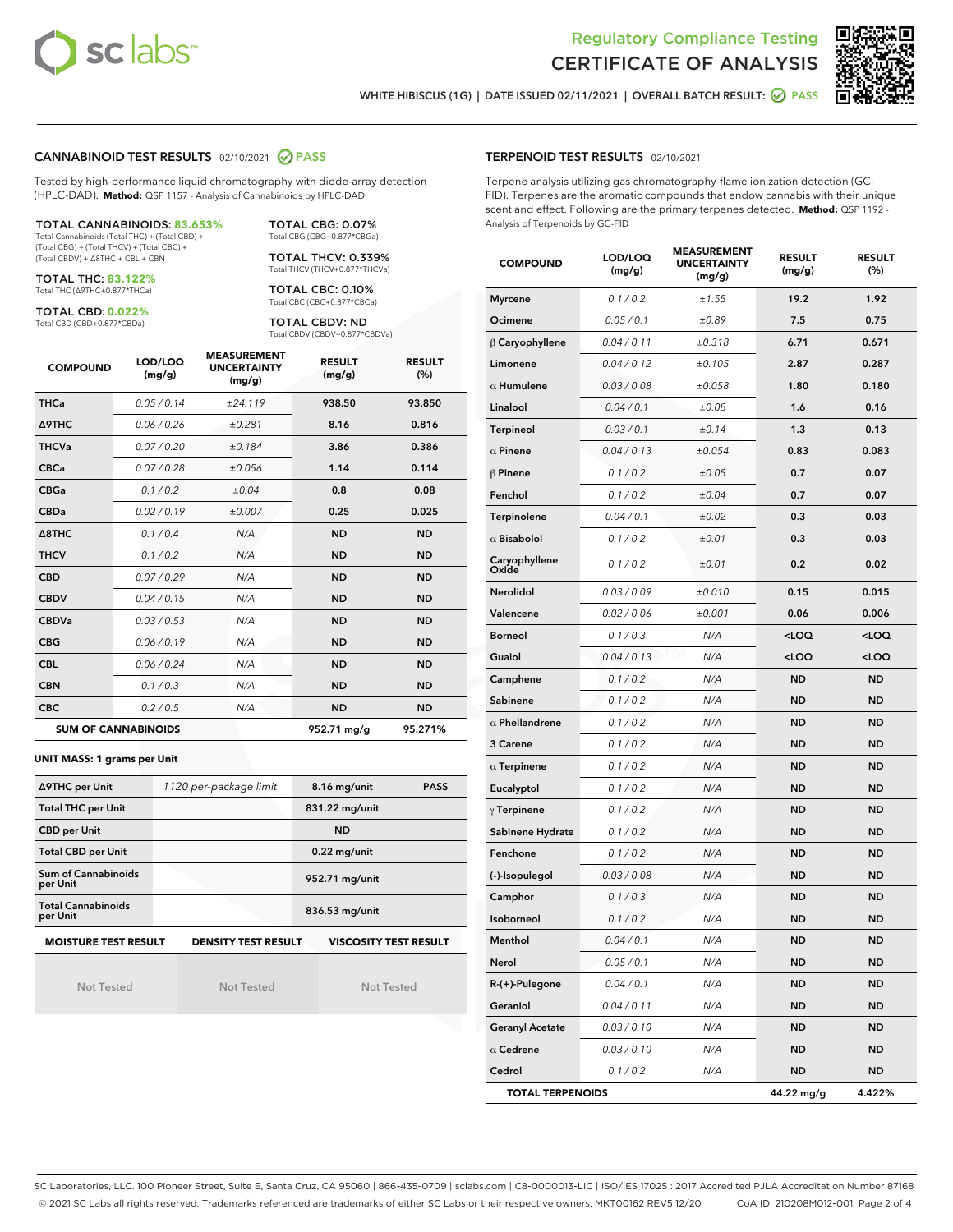# Regulatory Compliance Testing
# CERTIFICATE OF ANALYSIS

WHITE HIBISCUS (1G) | DATE ISSUED 02/11/2021 | OVERALL BATCH RESULT: PASS

## CANNABINOID TEST RESULTS - 02/10/2021 PASS

Tested by high-performance liquid chromatography with diode-array detection (HPLC-DAD). **Method:** QSP 1157 - Analysis of Cannabinoids by HPLC-DAD

**TOTAL CANNABINOIDS: 83.653%**
Total Cannabinoids (Total THC) + (Total CBD) + (Total CBG) + (Total THCV) + (Total CBC) + (Total CBDV) + Δ8THC + CBL + CBN

**TOTAL THC: 83.122%**
Total THC (Δ9THC+0.877*THCa)

**TOTAL CBD: 0.022%**
Total CBD (CBD+0.877*CBDa)

**TOTAL CBG: 0.07%**
Total CBG (CBG+0.877*CBGa)

**TOTAL THCV: 0.339%**
Total THCV (THCV+0.877*THCVa)

**TOTAL CBC: 0.10%**
Total CBC (CBC+0.877*CBCa)

**TOTAL CBDV: ND**
Total CBDV (CBDV+0.877*CBDVa)

| COMPOUND | LOD/LOQ (mg/g) | MEASUREMENT UNCERTAINTY (mg/g) | RESULT (mg/g) | RESULT (%) |
|---|---|---|---|---|
| THCa | 0.05 / 0.14 | ±24.119 | 938.50 | 93.850 |
| Δ9THC | 0.06 / 0.26 | ±0.281 | 8.16 | 0.816 |
| THCVa | 0.07 / 0.20 | ±0.184 | 3.86 | 0.386 |
| CBCa | 0.07 / 0.28 | ±0.056 | 1.14 | 0.114 |
| CBGa | 0.1 / 0.2 | ±0.04 | 0.8 | 0.08 |
| CBDa | 0.02 / 0.19 | ±0.007 | 0.25 | 0.025 |
| Δ8THC | 0.1 / 0.4 | N/A | ND | ND |
| THCV | 0.1 / 0.2 | N/A | ND | ND |
| CBD | 0.07 / 0.29 | N/A | ND | ND |
| CBDV | 0.04 / 0.15 | N/A | ND | ND |
| CBDVa | 0.03 / 0.53 | N/A | ND | ND |
| CBG | 0.06 / 0.19 | N/A | ND | ND |
| CBL | 0.06 / 0.24 | N/A | ND | ND |
| CBN | 0.1 / 0.3 | N/A | ND | ND |
| CBC | 0.2 / 0.5 | N/A | ND | ND |
| **SUM OF CANNABINOIDS** | | | 952.71 mg/g | 95.271% |

**UNIT MASS: 1 grams per Unit**

| | | | |
|---|---|---|---|
| Δ9THC per Unit | 1120 per-package limit | 8.16 mg/unit | PASS |
| Total THC per Unit | | 831.22 mg/unit | |
| CBD per Unit | | ND | |
| Total CBD per Unit | | 0.22 mg/unit | |
| Sum of Cannabinoids per Unit | | 952.71 mg/unit | |
| Total Cannabinoids per Unit | | 836.53 mg/unit | |

| MOISTURE TEST RESULT | DENSITY TEST RESULT | VISCOSITY TEST RESULT |
|---|---|---|
| Not Tested | Not Tested | Not Tested |

## TERPENOID TEST RESULTS - 02/10/2021

Terpene analysis utilizing gas chromatography-flame ionization detection (GC-FID). Terpenes are the aromatic compounds that endow cannabis with their unique scent and effect. Following are the primary terpenes detected. **Method:** QSP 1192 - Analysis of Terpenoids by GC-FID

| COMPOUND | LOD/LOQ (mg/g) | MEASUREMENT UNCERTAINTY (mg/g) | RESULT (mg/g) | RESULT (%) |
|---|---|---|---|---|
| Myrcene | 0.1 / 0.2 | ±1.55 | 19.2 | 1.92 |
| Ocimene | 0.05 / 0.1 | ±0.89 | 7.5 | 0.75 |
| β Caryophyllene | 0.04 / 0.11 | ±0.318 | 6.71 | 0.671 |
| Limonene | 0.04 / 0.12 | ±0.105 | 2.87 | 0.287 |
| α Humulene | 0.03 / 0.08 | ±0.058 | 1.80 | 0.180 |
| Linalool | 0.04 / 0.1 | ±0.08 | 1.6 | 0.16 |
| Terpineol | 0.03 / 0.1 | ±0.14 | 1.3 | 0.13 |
| α Pinene | 0.04 / 0.13 | ±0.054 | 0.83 | 0.083 |
| β Pinene | 0.1 / 0.2 | ±0.05 | 0.7 | 0.07 |
| Fenchol | 0.1 / 0.2 | ±0.04 | 0.7 | 0.07 |
| Terpinolene | 0.04 / 0.1 | ±0.02 | 0.3 | 0.03 |
| α Bisabolol | 0.1 / 0.2 | ±0.01 | 0.3 | 0.03 |
| Caryophyllene Oxide | 0.1 / 0.2 | ±0.01 | 0.2 | 0.02 |
| Nerolidol | 0.03 / 0.09 | ±0.010 | 0.15 | 0.015 |
| Valencene | 0.02 / 0.06 | ±0.001 | 0.06 | 0.006 |
| Borneol | 0.1 / 0.3 | N/A | <LOQ | <LOQ |
| Guaiol | 0.04 / 0.13 | N/A | <LOQ | <LOQ |
| Camphene | 0.1 / 0.2 | N/A | ND | ND |
| Sabinene | 0.1 / 0.2 | N/A | ND | ND |
| α Phellandrene | 0.1 / 0.2 | N/A | ND | ND |
| 3 Carene | 0.1 / 0.2 | N/A | ND | ND |
| α Terpinene | 0.1 / 0.2 | N/A | ND | ND |
| Eucalyptol | 0.1 / 0.2 | N/A | ND | ND |
| γ Terpinene | 0.1 / 0.2 | N/A | ND | ND |
| Sabinene Hydrate | 0.1 / 0.2 | N/A | ND | ND |
| Fenchone | 0.1 / 0.2 | N/A | ND | ND |
| (-)-Isopulegol | 0.03 / 0.08 | N/A | ND | ND |
| Camphor | 0.1 / 0.3 | N/A | ND | ND |
| Isoborneol | 0.1 / 0.2 | N/A | ND | ND |
| Menthol | 0.04 / 0.1 | N/A | ND | ND |
| Nerol | 0.05 / 0.1 | N/A | ND | ND |
| R-(+)-Pulegone | 0.04 / 0.1 | N/A | ND | ND |
| Geraniol | 0.04 / 0.11 | N/A | ND | ND |
| Geranyl Acetate | 0.03 / 0.10 | N/A | ND | ND |
| α Cedrene | 0.03 / 0.10 | N/A | ND | ND |
| Cedrol | 0.1 / 0.2 | N/A | ND | ND |
| **TOTAL TERPENOIDS** | | | 44.22 mg/g | 4.422% |

SC Laboratories, LLC. 100 Pioneer Street, Suite E, Santa Cruz, CA 95060 | 866-435-0709 | sclabs.com | C8-0000013-LIC | ISO/IES 17025 : 2017 Accredited PJLA Accreditation Number 87168
© 2021 SC Labs all rights reserved. Trademarks referenced are trademarks of either SC Labs or their respective owners. MKT00162 REV5 12/20 CoA ID: 210208M012-001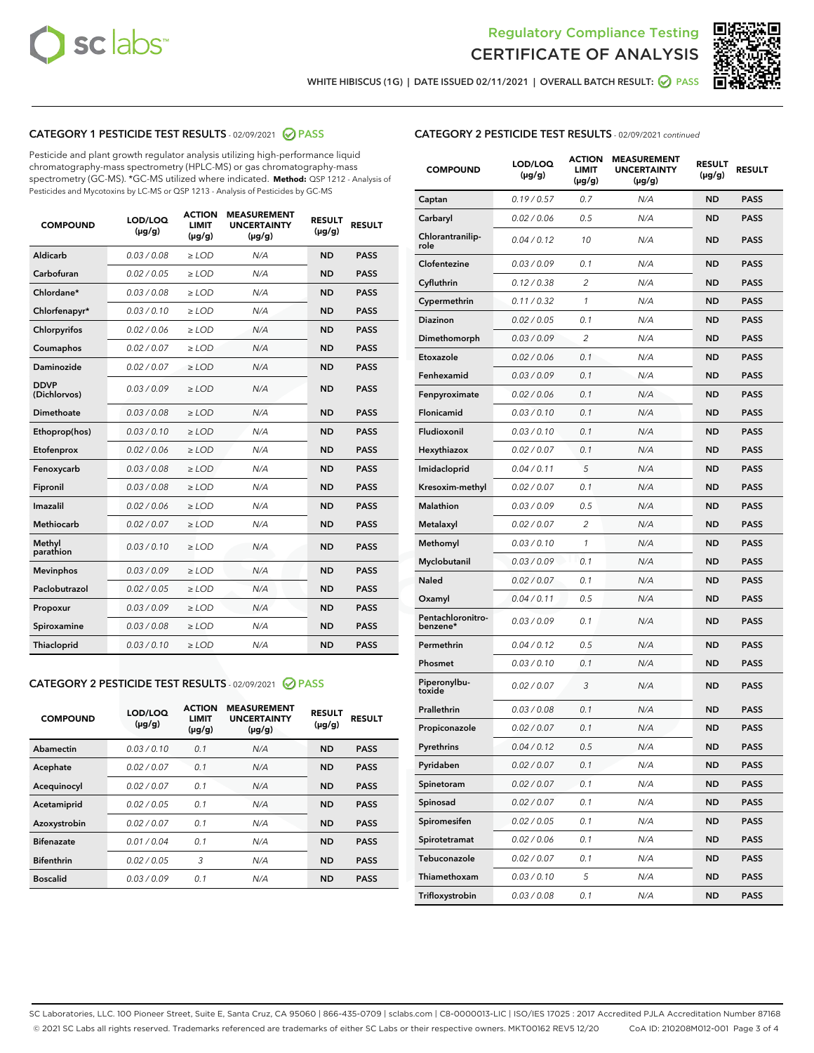Regulatory Compliance Testing
CERTIFICATE OF ANALYSIS

WHITE HIBISCUS (1G) | DATE ISSUED 02/11/2021 | OVERALL BATCH RESULT: PASS

## CATEGORY 1 PESTICIDE TEST RESULTS - 02/09/2021 PASS

Pesticide and plant growth regulator analysis utilizing high-performance liquid chromatography-mass spectrometry (HPLC-MS) or gas chromatography-mass spectrometry (GC-MS). *GC-MS utilized where indicated. **Method:** QSP 1212 - Analysis of Pesticides and Mycotoxins by LC-MS or QSP 1213 - Analysis of Pesticides by GC-MS

| COMPOUND | LOD/LOQ (μg/g) | ACTION LIMIT (μg/g) | MEASUREMENT UNCERTAINTY (μg/g) | RESULT (μg/g) | RESULT |
|---|---|---|---|---|---|
| Aldicarb | 0.03 / 0.08 | ≥ LOD | N/A | ND | PASS |
| Carbofuran | 0.02 / 0.05 | ≥ LOD | N/A | ND | PASS |
| Chlordane* | 0.03 / 0.08 | ≥ LOD | N/A | ND | PASS |
| Chlorfenapyr* | 0.03 / 0.10 | ≥ LOD | N/A | ND | PASS |
| Chlorpyrifos | 0.02 / 0.06 | ≥ LOD | N/A | ND | PASS |
| Coumaphos | 0.02 / 0.07 | ≥ LOD | N/A | ND | PASS |
| Daminozide | 0.02 / 0.07 | ≥ LOD | N/A | ND | PASS |
| DDVP (Dichlorvos) | 0.03 / 0.09 | ≥ LOD | N/A | ND | PASS |
| Dimethoate | 0.03 / 0.08 | ≥ LOD | N/A | ND | PASS |
| Ethoprop(hos) | 0.03 / 0.10 | ≥ LOD | N/A | ND | PASS |
| Etofenprox | 0.02 / 0.06 | ≥ LOD | N/A | ND | PASS |
| Fenoxycarb | 0.03 / 0.08 | ≥ LOD | N/A | ND | PASS |
| Fipronil | 0.03 / 0.08 | ≥ LOD | N/A | ND | PASS |
| Imazalil | 0.02 / 0.06 | ≥ LOD | N/A | ND | PASS |
| Methiocarb | 0.02 / 0.07 | ≥ LOD | N/A | ND | PASS |
| Methyl parathion | 0.03 / 0.10 | ≥ LOD | N/A | ND | PASS |
| Mevinphos | 0.03 / 0.09 | ≥ LOD | N/A | ND | PASS |
| Paclobutrazol | 0.02 / 0.05 | ≥ LOD | N/A | ND | PASS |
| Propoxur | 0.03 / 0.09 | ≥ LOD | N/A | ND | PASS |
| Spiroxamine | 0.03 / 0.08 | ≥ LOD | N/A | ND | PASS |
| Thiacloprid | 0.03 / 0.10 | ≥ LOD | N/A | ND | PASS |

## CATEGORY 2 PESTICIDE TEST RESULTS - 02/09/2021 PASS

| COMPOUND | LOD/LOQ (μg/g) | ACTION LIMIT (μg/g) | MEASUREMENT UNCERTAINTY (μg/g) | RESULT (μg/g) | RESULT |
|---|---|---|---|---|---|
| Abamectin | 0.03 / 0.10 | 0.1 | N/A | ND | PASS |
| Acephate | 0.02 / 0.07 | 0.1 | N/A | ND | PASS |
| Acequinocyl | 0.02 / 0.07 | 0.1 | N/A | ND | PASS |
| Acetamiprid | 0.02 / 0.05 | 0.1 | N/A | ND | PASS |
| Azoxystrobin | 0.02 / 0.07 | 0.1 | N/A | ND | PASS |
| Bifenazate | 0.01 / 0.04 | 0.1 | N/A | ND | PASS |
| Bifenthrin | 0.02 / 0.05 | 3 | N/A | ND | PASS |
| Boscalid | 0.03 / 0.09 | 0.1 | N/A | ND | PASS |
| Captan | 0.19 / 0.57 | 0.7 | N/A | ND | PASS |
| Carbaryl | 0.02 / 0.06 | 0.5 | N/A | ND | PASS |
| Chlorantraniliprole | 0.04 / 0.12 | 10 | N/A | ND | PASS |
| Clofentezine | 0.03 / 0.09 | 0.1 | N/A | ND | PASS |
| Cyfluthrin | 0.12 / 0.38 | 2 | N/A | ND | PASS |
| Cypermethrin | 0.11 / 0.32 | 1 | N/A | ND | PASS |
| Diazinon | 0.02 / 0.05 | 0.1 | N/A | ND | PASS |
| Dimethomorph | 0.03 / 0.09 | 2 | N/A | ND | PASS |
| Etoxazole | 0.02 / 0.06 | 0.1 | N/A | ND | PASS |
| Fenhexamid | 0.03 / 0.09 | 0.1 | N/A | ND | PASS |
| Fenpyroximate | 0.02 / 0.06 | 0.1 | N/A | ND | PASS |
| Flonicamid | 0.03 / 0.10 | 0.1 | N/A | ND | PASS |
| Fludioxonil | 0.03 / 0.10 | 0.1 | N/A | ND | PASS |
| Hexythiazox | 0.02 / 0.07 | 0.1 | N/A | ND | PASS |
| Imidacloprid | 0.04 / 0.11 | 5 | N/A | ND | PASS |
| Kresoxim-methyl | 0.02 / 0.07 | 0.1 | N/A | ND | PASS |
| Malathion | 0.03 / 0.09 | 0.5 | N/A | ND | PASS |
| Metalaxyl | 0.02 / 0.07 | 2 | N/A | ND | PASS |
| Methomyl | 0.03 / 0.10 | 1 | N/A | ND | PASS |
| Myclobutanil | 0.03 / 0.09 | 0.1 | N/A | ND | PASS |
| Naled | 0.02 / 0.07 | 0.1 | N/A | ND | PASS |
| Oxamyl | 0.04 / 0.11 | 0.5 | N/A | ND | PASS |
| Pentachloronitrobenzene* | 0.03 / 0.09 | 0.1 | N/A | ND | PASS |
| Permethrin | 0.04 / 0.12 | 0.5 | N/A | ND | PASS |
| Phosmet | 0.03 / 0.10 | 0.1 | N/A | ND | PASS |
| Piperonylbutoxide | 0.02 / 0.07 | 3 | N/A | ND | PASS |
| Prallethrin | 0.03 / 0.08 | 0.1 | N/A | ND | PASS |
| Propiconazole | 0.02 / 0.07 | 0.1 | N/A | ND | PASS |
| Pyrethrins | 0.04 / 0.12 | 0.5 | N/A | ND | PASS |
| Pyridaben | 0.02 / 0.07 | 0.1 | N/A | ND | PASS |
| Spinetoram | 0.02 / 0.07 | 0.1 | N/A | ND | PASS |
| Spinosad | 0.02 / 0.07 | 0.1 | N/A | ND | PASS |
| Spiromesifen | 0.02 / 0.05 | 0.1 | N/A | ND | PASS |
| Spirotetramat | 0.02 / 0.06 | 0.1 | N/A | ND | PASS |
| Tebuconazole | 0.02 / 0.07 | 0.1 | N/A | ND | PASS |
| Thiamethoxam | 0.03 / 0.10 | 5 | N/A | ND | PASS |
| Trifloxystrobin | 0.03 / 0.08 | 0.1 | N/A | ND | PASS |

SC Laboratories, LLC. 100 Pioneer Street, Suite E, Santa Cruz, CA 95060 | 866-435-0709 | sclabs.com | C8-0000013-LIC | ISO/IES 17025 : 2017 Accredited PJLA Accreditation Number 87168
© 2021 SC Labs all rights reserved. Trademarks referenced are trademarks of either SC Labs or their respective owners. MKT00162 REV5 12/20 CoA ID: 210208M012-001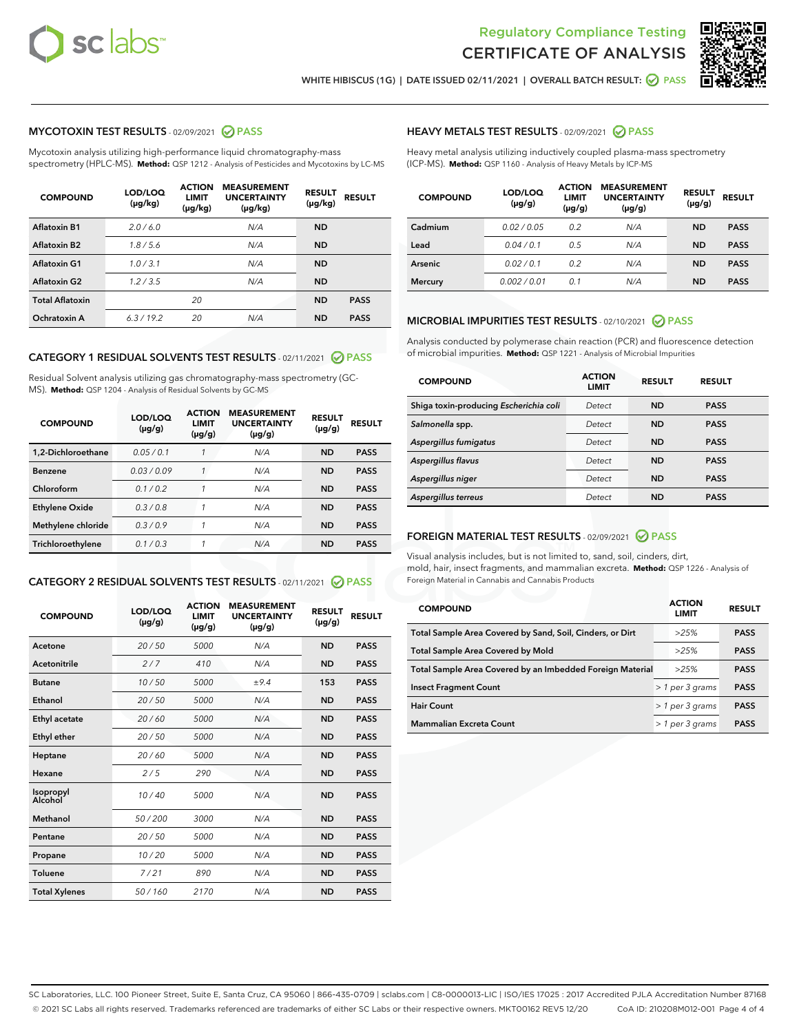Regulatory Compliance Testing
CERTIFICATE OF ANALYSIS

WHITE HIBISCUS (1G) | DATE ISSUED 02/11/2021 | OVERALL BATCH RESULT: PASS

## MYCOTOXIN TEST RESULTS - 02/09/2021 PASS

Mycotoxin analysis utilizing high-performance liquid chromatography-mass spectrometry (HPLC-MS). **Method:** QSP 1212 - Analysis of Pesticides and Mycotoxins by LC-MS

| COMPOUND | LOD/LOQ (µg/kg) | ACTION LIMIT (µg/kg) | MEASUREMENT UNCERTAINTY (µg/kg) | RESULT (µg/kg) | RESULT |
|---|---|---|---|---|---|
| Aflatoxin B1 | 2.0 / 6.0 | | N/A | ND | |
| Aflatoxin B2 | 1.8 / 5.6 | | N/A | ND | |
| Aflatoxin G1 | 1.0 / 3.1 | | N/A | ND | |
| Aflatoxin G2 | 1.2 / 3.5 | | N/A | ND | |
| Total Aflatoxin | | 20 | | ND | PASS |
| Ochratoxin A | 6.3 / 19.2 | 20 | N/A | ND | PASS |

## CATEGORY 1 RESIDUAL SOLVENTS TEST RESULTS - 02/11/2021 PASS

Residual Solvent analysis utilizing gas chromatography-mass spectrometry (GC-MS). **Method:** QSP 1204 - Analysis of Residual Solvents by GC-MS

| COMPOUND | LOD/LOQ (µg/g) | ACTION LIMIT (µg/g) | MEASUREMENT UNCERTAINTY (µg/g) | RESULT (µg/g) | RESULT |
|---|---|---|---|---|---|
| 1,2-Dichloroethane | 0.05 / 0.1 | 1 | N/A | ND | PASS |
| Benzene | 0.03 / 0.09 | 1 | N/A | ND | PASS |
| Chloroform | 0.1 / 0.2 | 1 | N/A | ND | PASS |
| Ethylene Oxide | 0.3 / 0.8 | 1 | N/A | ND | PASS |
| Methylene chloride | 0.3 / 0.9 | 1 | N/A | ND | PASS |
| Trichloroethylene | 0.1 / 0.3 | 1 | N/A | ND | PASS |

## CATEGORY 2 RESIDUAL SOLVENTS TEST RESULTS - 02/11/2021 PASS

| COMPOUND | LOD/LOQ (µg/g) | ACTION LIMIT (µg/g) | MEASUREMENT UNCERTAINTY (µg/g) | RESULT (µg/g) | RESULT |
|---|---|---|---|---|---|
| Acetone | 20 / 50 | 5000 | N/A | ND | PASS |
| Acetonitrile | 2 / 7 | 410 | N/A | ND | PASS |
| Butane | 10 / 50 | 5000 | ±9.4 | 153 | PASS |
| Ethanol | 20 / 50 | 5000 | N/A | ND | PASS |
| Ethyl acetate | 20 / 60 | 5000 | N/A | ND | PASS |
| Ethyl ether | 20 / 50 | 5000 | N/A | ND | PASS |
| Heptane | 20 / 60 | 5000 | N/A | ND | PASS |
| Hexane | 2 / 5 | 290 | N/A | ND | PASS |
| Isopropyl Alcohol | 10 / 40 | 5000 | N/A | ND | PASS |
| Methanol | 50 / 200 | 3000 | N/A | ND | PASS |
| Pentane | 20 / 50 | 5000 | N/A | ND | PASS |
| Propane | 10 / 20 | 5000 | N/A | ND | PASS |
| Toluene | 7 / 21 | 890 | N/A | ND | PASS |
| Total Xylenes | 50 / 160 | 2170 | N/A | ND | PASS |

## HEAVY METALS TEST RESULTS - 02/09/2021 PASS

Heavy metal analysis utilizing inductively coupled plasma-mass spectrometry (ICP-MS). **Method:** QSP 1160 - Analysis of Heavy Metals by ICP-MS

| COMPOUND | LOD/LOQ (µg/g) | ACTION LIMIT (µg/g) | MEASUREMENT UNCERTAINTY (µg/g) | RESULT (µg/g) | RESULT |
|---|---|---|---|---|---|
| Cadmium | 0.02 / 0.05 | 0.2 | N/A | ND | PASS |
| Lead | 0.04 / 0.1 | 0.5 | N/A | ND | PASS |
| Arsenic | 0.02 / 0.1 | 0.2 | N/A | ND | PASS |
| Mercury | 0.002 / 0.01 | 0.1 | N/A | ND | PASS |

## MICROBIAL IMPURITIES TEST RESULTS - 02/10/2021 PASS

Analysis conducted by polymerase chain reaction (PCR) and fluorescence detection of microbial impurities. **Method:** QSP 1221 - Analysis of Microbial Impurities

| COMPOUND | ACTION LIMIT | RESULT | RESULT |
|---|---|---|---|
| Shiga toxin-producing *Escherichia coli* | Detect | ND | PASS |
| *Salmonella* spp. | Detect | ND | PASS |
| *Aspergillus fumigatus* | Detect | ND | PASS |
| *Aspergillus flavus* | Detect | ND | PASS |
| *Aspergillus niger* | Detect | ND | PASS |
| *Aspergillus terreus* | Detect | ND | PASS |

## FOREIGN MATERIAL TEST RESULTS - 02/09/2021 PASS

Visual analysis includes, but is not limited to, sand, soil, cinders, dirt, mold, hair, insect fragments, and mammalian excreta. **Method:** QSP 1226 - Analysis of Foreign Material in Cannabis and Cannabis Products

| COMPOUND | ACTION LIMIT | RESULT |
|---|---|---|
| Total Sample Area Covered by Sand, Soil, Cinders, or Dirt | >25% | PASS |
| Total Sample Area Covered by Mold | >25% | PASS |
| Total Sample Area Covered by an Imbedded Foreign Material | >25% | PASS |
| Insect Fragment Count | > 1 per 3 grams | PASS |
| Hair Count | > 1 per 3 grams | PASS |
| Mammalian Excreta Count | > 1 per 3 grams | PASS |

SC Laboratories, LLC. 100 Pioneer Street, Suite E, Santa Cruz, CA 95060 | 866-435-0709 | sclabs.com | C8-0000013-LIC | ISO/IES 17025 : 2017 Accredited PJLA Accreditation Number 87168
© 2021 SC Labs all rights reserved. Trademarks referenced are trademarks of either SC Labs or their respective owners. MKT00162 REV5 12/20 CoA ID: 210208M012-001